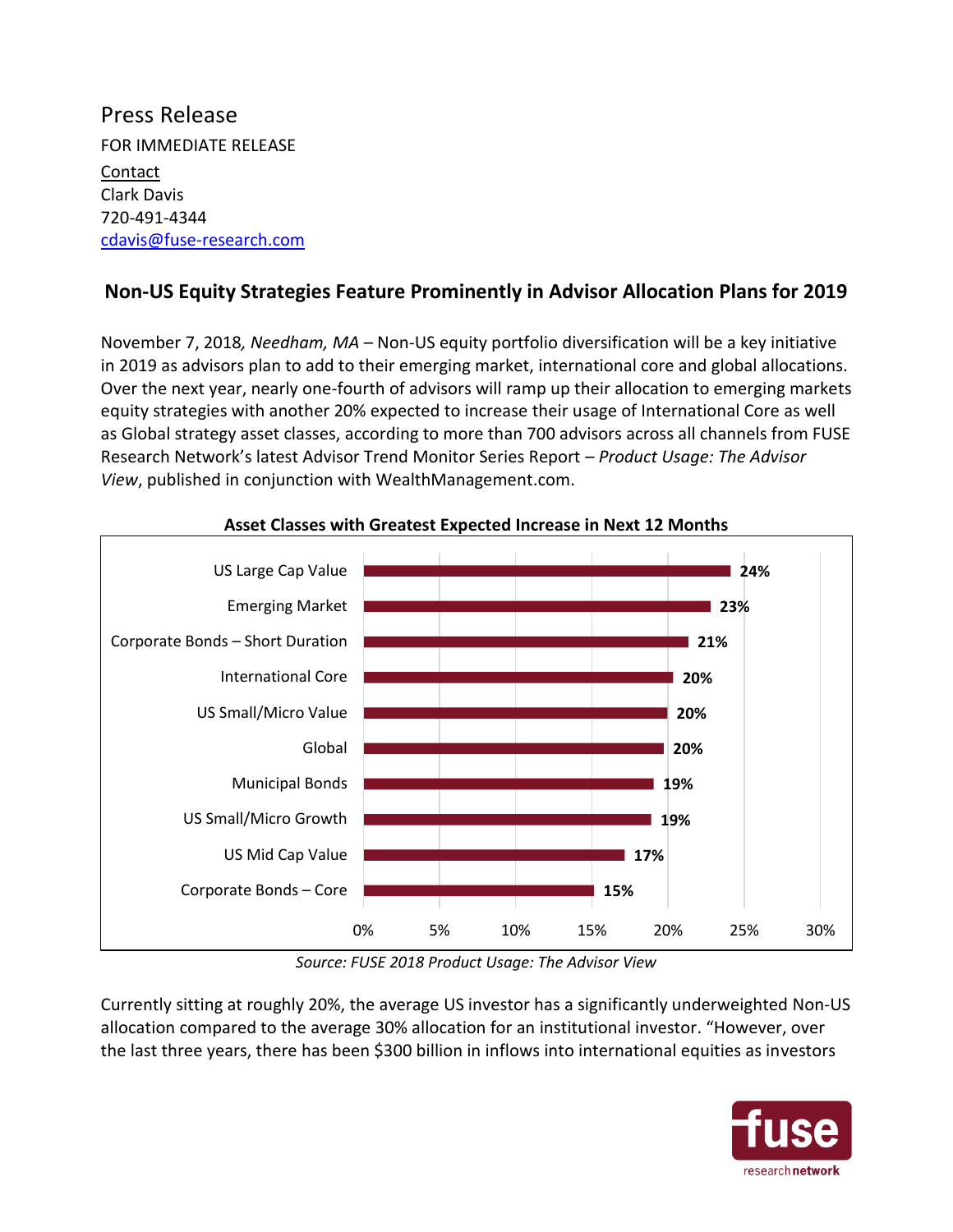Press Release

FOR IMMEDIATE RELEASE

Contact

Clark Davis

720-491-4344

cdavis@fuse-research.com

## Non-US Equity Strategies Feature Prominently in Advisor Allocation Plans for 2019

November 7, 2018*, Needham, MA* – Non-US equity portfolio diversification will be a key initiative in 2019 as advisors plan to add to their emerging market, international core and global allocations. Over the next year, nearly one-fourth of advisors will ramp up their allocation to emerging markets equity strategies with another 20% expected to increase their usage of International Core as well as Global strategy asset classes, according to more than 700 advisors across all channels from FUSE Research Network's latest Advisor Trend Monitor Series Report – *Product Usage: The Advisor View*, published in conjunction with WealthManagement.com.

**Asset Classes with Greatest Expected Increase in Next 12 Months**

| Asset Class | Percent |
|---|---|
| US Large Cap Value | 24% |
| Emerging Market | 23% |
| Corporate Bonds – Short Duration | 21% |
| International Core | 20% |
| US Small/Micro Value | 20% |
| Global | 20% |
| Municipal Bonds | 19% |
| US Small/Micro Growth | 19% |
| US Mid Cap Value | 17% |
| Corporate Bonds – Core | 15% |

*Source: FUSE 2018 Product Usage: The Advisor View*

Currently sitting at roughly 20%, the average US investor has a significantly underweighted Non-US allocation compared to the average 30% allocation for an institutional investor. "However, over the last three years, there has been $300 billion in inflows into international equities as investors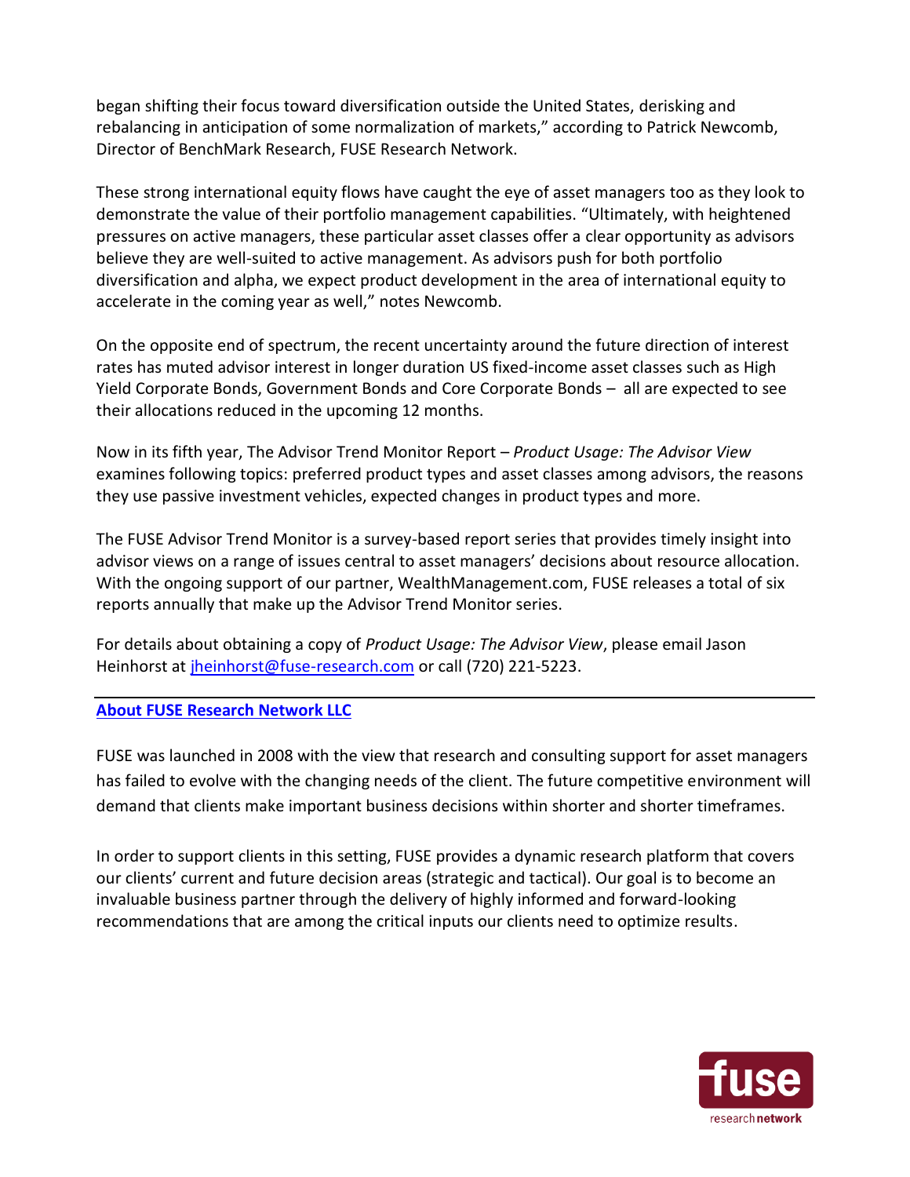began shifting their focus toward diversification outside the United States, derisking and rebalancing in anticipation of some normalization of markets," according to Patrick Newcomb, Director of BenchMark Research, FUSE Research Network.

These strong international equity flows have caught the eye of asset managers too as they look to demonstrate the value of their portfolio management capabilities. "Ultimately, with heightened pressures on active managers, these particular asset classes offer a clear opportunity as advisors believe they are well-suited to active management. As advisors push for both portfolio diversification and alpha, we expect product development in the area of international equity to accelerate in the coming year as well," notes Newcomb.

On the opposite end of spectrum, the recent uncertainty around the future direction of interest rates has muted advisor interest in longer duration US fixed-income asset classes such as High Yield Corporate Bonds, Government Bonds and Core Corporate Bonds – all are expected to see their allocations reduced in the upcoming 12 months.

Now in its fifth year, The Advisor Trend Monitor Report – *Product Usage: The Advisor View* examines following topics: preferred product types and asset classes among advisors, the reasons they use passive investment vehicles, expected changes in product types and more.

The FUSE Advisor Trend Monitor is a survey-based report series that provides timely insight into advisor views on a range of issues central to asset managers' decisions about resource allocation. With the ongoing support of our partner, WealthManagement.com, FUSE releases a total of six reports annually that make up the Advisor Trend Monitor series.

For details about obtaining a copy of *Product Usage: The Advisor View*, please email Jason Heinhorst at jheinhorst@fuse-research.com or call (720) 221-5223.

---

**About FUSE Research Network LLC**

FUSE was launched in 2008 with the view that research and consulting support for asset managers has failed to evolve with the changing needs of the client. The future competitive environment will demand that clients make important business decisions within shorter and shorter timeframes.

In order to support clients in this setting, FUSE provides a dynamic research platform that covers our clients' current and future decision areas (strategic and tactical). Our goal is to become an invaluable business partner through the delivery of highly informed and forward-looking recommendations that are among the critical inputs our clients need to optimize results.

fuse
research network